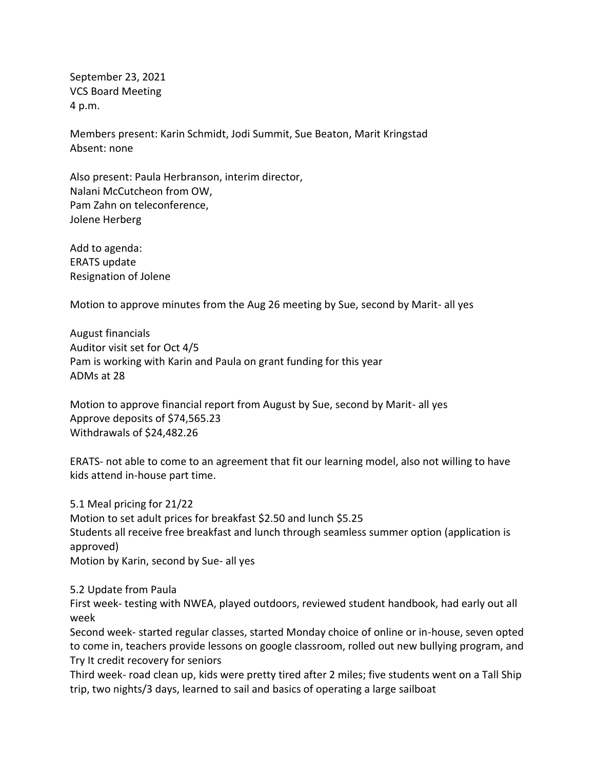September 23, 2021
VCS Board Meeting
4 p.m.

Members present: Karin Schmidt, Jodi Summit, Sue Beaton, Marit Kringstad
Absent: none

Also present: Paula Herbranson, interim director,
Nalani McCutcheon from OW,
Pam Zahn on teleconference,
Jolene Herberg

Add to agenda:
ERATS update
Resignation of Jolene

Motion to approve minutes from the Aug 26 meeting by Sue, second by Marit- all yes

August financials
Auditor visit set for Oct 4/5
Pam is working with Karin and Paula on grant funding for this year
ADMs at 28

Motion to approve financial report from August by Sue, second by Marit- all yes
Approve deposits of $74,565.23
Withdrawals of $24,482.26

ERATS- not able to come to an agreement that fit our learning model, also not willing to have kids attend in-house part time.

5.1 Meal pricing for 21/22
Motion to set adult prices for breakfast $2.50 and lunch $5.25
Students all receive free breakfast and lunch through seamless summer option (application is approved)
Motion by Karin, second by Sue- all yes

5.2 Update from Paula
First week- testing with NWEA, played outdoors, reviewed student handbook, had early out all week
Second week- started regular classes, started Monday choice of online or in-house, seven opted to come in, teachers provide lessons on google classroom, rolled out new bullying program, and Try It credit recovery for seniors
Third week- road clean up, kids were pretty tired after 2 miles; five students went on a Tall Ship trip, two nights/3 days, learned to sail and basics of operating a large sailboat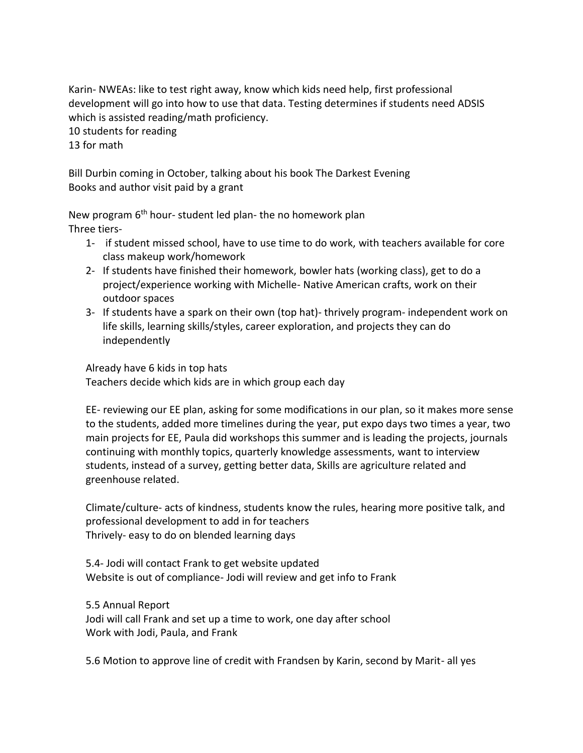Karin- NWEAs: like to test right away, know which kids need help, first professional development will go into how to use that data. Testing determines if students need ADSIS which is assisted reading/math proficiency.
10 students for reading
13 for math

Bill Durbin coming in October, talking about his book The Darkest Evening
Books and author visit paid by a grant

New program 6th hour- student led plan- the no homework plan
Three tiers-

1- if student missed school, have to use time to do work, with teachers available for core class makeup work/homework
2- If students have finished their homework, bowler hats (working class), get to do a project/experience working with Michelle- Native American crafts, work on their outdoor spaces
3- If students have a spark on their own (top hat)- thrively program- independent work on life skills, learning skills/styles, career exploration, and projects they can do independently

Already have 6 kids in top hats
Teachers decide which kids are in which group each day

EE- reviewing our EE plan, asking for some modifications in our plan, so it makes more sense to the students, added more timelines during the year, put expo days two times a year, two main projects for EE, Paula did workshops this summer and is leading the projects, journals continuing with monthly topics, quarterly knowledge assessments, want to interview students, instead of a survey, getting better data, Skills are agriculture related and greenhouse related.

Climate/culture- acts of kindness, students know the rules, hearing more positive talk, and professional development to add in for teachers
Thrively- easy to do on blended learning days

5.4- Jodi will contact Frank to get website updated
Website is out of compliance- Jodi will review and get info to Frank

5.5 Annual Report
Jodi will call Frank and set up a time to work, one day after school
Work with Jodi, Paula, and Frank

5.6 Motion to approve line of credit with Frandsen by Karin, second by Marit- all yes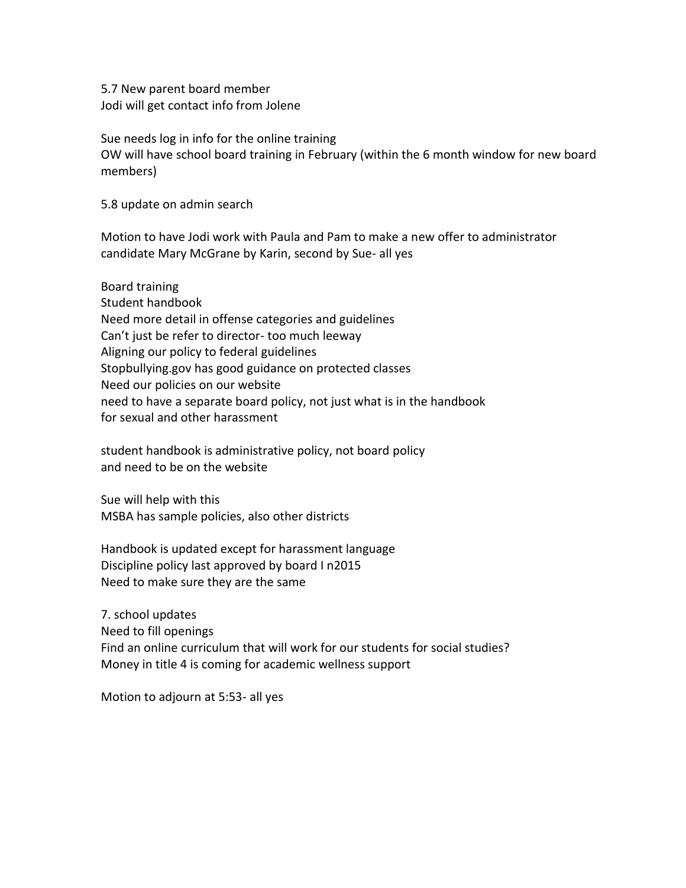5.7 New parent board member
Jodi will get contact info from Jolene

Sue needs log in info for the online training
OW will have school board training in February (within the 6 month window for new board members)

5.8 update on admin search

Motion to have Jodi work with Paula and Pam to make a new offer to administrator candidate Mary McGrane by Karin, second by Sue- all yes

Board training
Student handbook
Need more detail in offense categories and guidelines
Can't just be refer to director- too much leeway
Aligning our policy to federal guidelines
Stopbullying.gov has good guidance on protected classes
Need our policies on our website
need to have a separate board policy, not just what is in the handbook
for sexual and other harassment

student handbook is administrative policy, not board policy
and need to be on the website

Sue will help with this
MSBA has sample policies, also other districts

Handbook is updated except for harassment language
Discipline policy last approved by board I n2015
Need to make sure they are the same

7. school updates
Need to fill openings
Find an online curriculum that will work for our students for social studies?
Money in title 4 is coming for academic wellness support

Motion to adjourn at 5:53- all yes